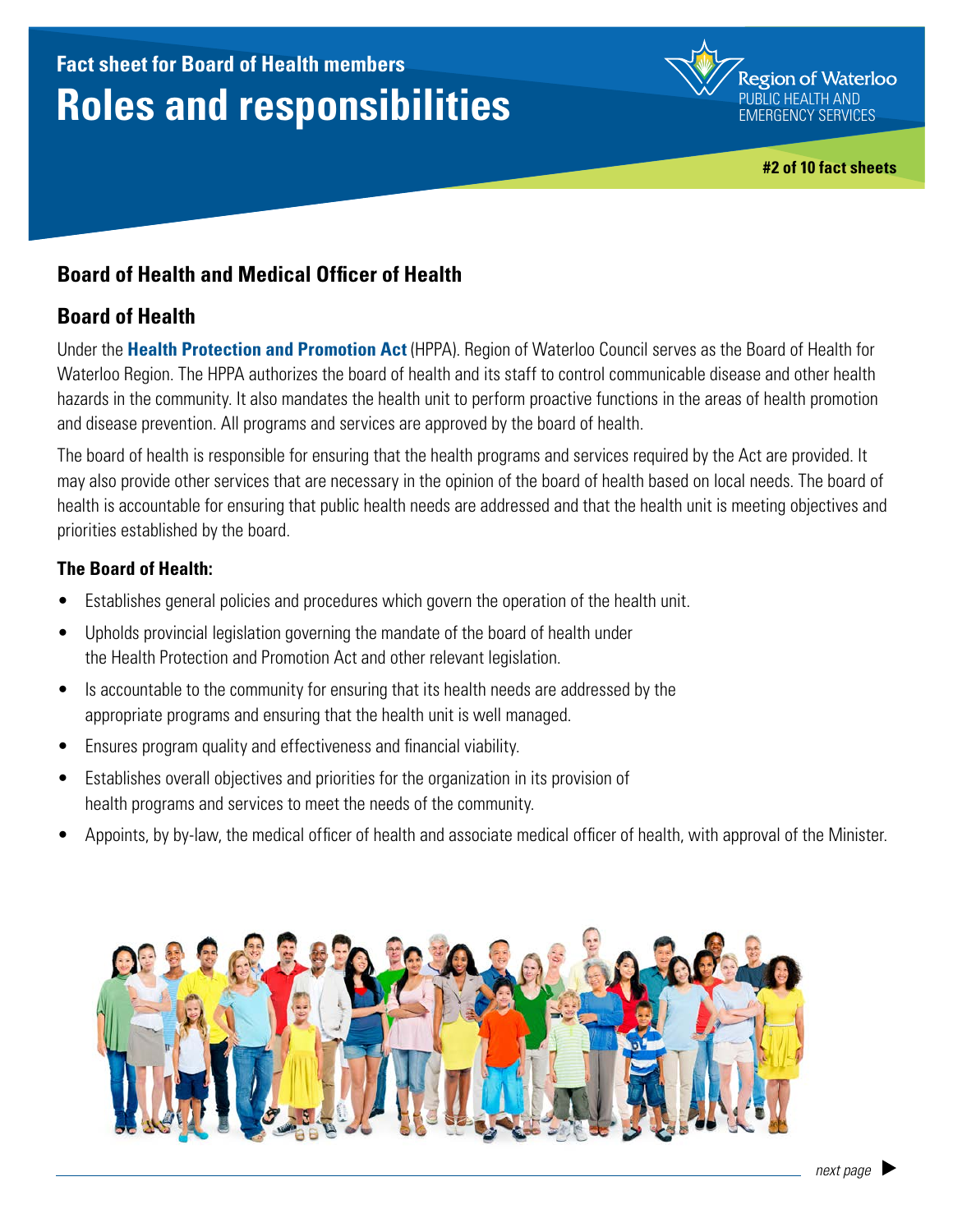Fact sheet for Board of Health members

# Roles and responsibilities

Region of Waterloo
PUBLIC HEALTH AND EMERGENCY SERVICES

#2 of 10 fact sheets

## Board of Health and Medical Officer of Health

## Board of Health

Under the **Health Protection and Promotion Act** (HPPA). Region of Waterloo Council serves as the Board of Health for Waterloo Region. The HPPA authorizes the board of health and its staff to control communicable disease and other health hazards in the community. It also mandates the health unit to perform proactive functions in the areas of health promotion and disease prevention. All programs and services are approved by the board of health.

The board of health is responsible for ensuring that the health programs and services required by the Act are provided. It may also provide other services that are necessary in the opinion of the board of health based on local needs. The board of health is accountable for ensuring that public health needs are addressed and that the health unit is meeting objectives and priorities established by the board.

### The Board of Health:

- Establishes general policies and procedures which govern the operation of the health unit.
- Upholds provincial legislation governing the mandate of the board of health under the Health Protection and Promotion Act and other relevant legislation.
- Is accountable to the community for ensuring that its health needs are addressed by the appropriate programs and ensuring that the health unit is well managed.
- Ensures program quality and effectiveness and financial viability.
- Establishes overall objectives and priorities for the organization in its provision of health programs and services to meet the needs of the community.
- Appoints, by by-law, the medical officer of health and associate medical officer of health, with approval of the Minister.

*next page* ▶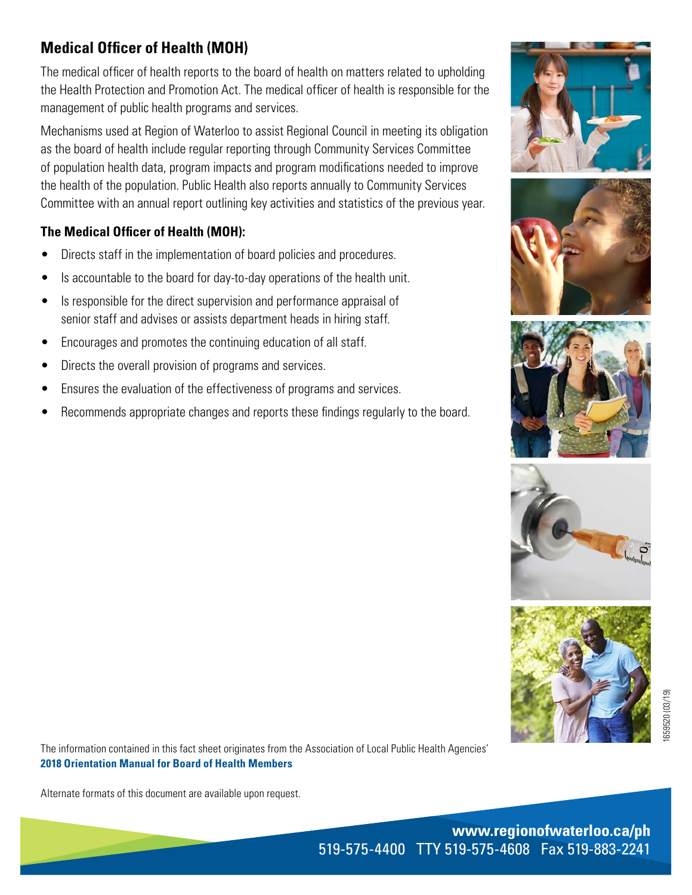## Medical Officer of Health (MOH)

The medical officer of health reports to the board of health on matters related to upholding the Health Protection and Promotion Act. The medical officer of health is responsible for the management of public health programs and services.

Mechanisms used at Region of Waterloo to assist Regional Council in meeting its obligation as the board of health include regular reporting through Community Services Committee of population health data, program impacts and program modifications needed to improve the health of the population. Public Health also reports annually to Community Services Committee with an annual report outlining key activities and statistics of the previous year.

### The Medical Officer of Health (MOH):

- Directs staff in the implementation of board policies and procedures.
- Is accountable to the board for day-to-day operations of the health unit.
- Is responsible for the direct supervision and performance appraisal of senior staff and advises or assists department heads in hiring staff.
- Encourages and promotes the continuing education of all staff.
- Directs the overall provision of programs and services.
- Ensures the evaluation of the effectiveness of programs and services.
- Recommends appropriate changes and reports these findings regularly to the board.

The information contained in this fact sheet originates from the Association of Local Public Health Agencies' **2018 Orientation Manual for Board of Health Members**

Alternate formats of this document are available upon request.

1659520 (03/19)

**www.regionofwaterloo.ca/ph**
519-575-4400 TTY 519-575-4608 Fax 519-883-2241